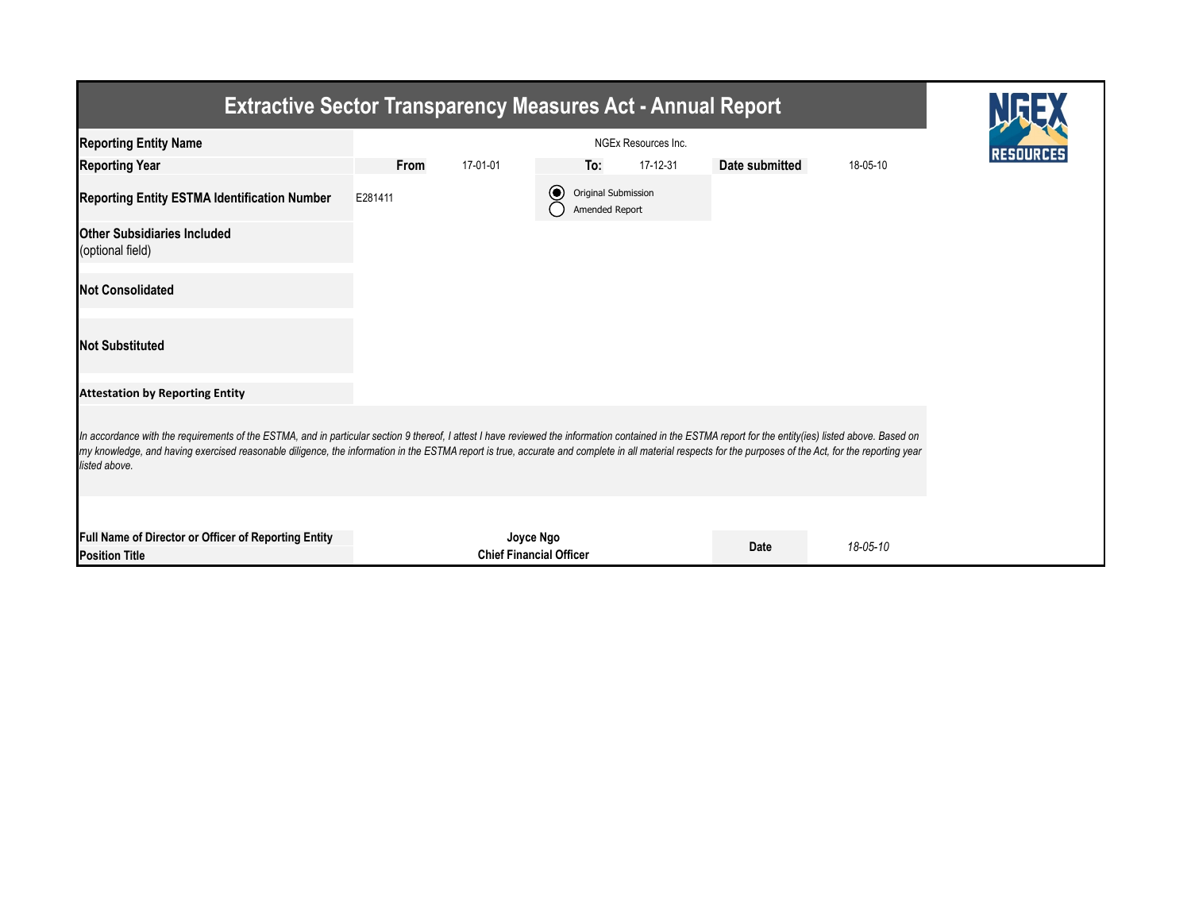# Extractive Sector Transparency Measures Act - Annual Report

| | | | | | | |
|---|---|---|---|---|---|---|
| **Reporting Entity Name** | | | NGEx Resources Inc. | | | |
| **Reporting Year** | **From** | 17-01-01 | **To:** | 17-12-31 | **Date submitted** | 18-05-10 |
| **Reporting Entity ESTMA Identification Number** | E281411 | | ◉ Original Submission<br>◯ Amended Report | | | |
| **Other Subsidiaries Included**<br>(optional field) | | | | | | |
| **Not Consolidated** | | | | | | |
| **Not Substituted** | | | | | | |

**Attestation by Reporting Entity**

*In accordance with the requirements of the ESTMA, and in particular section 9 thereof, I attest I have reviewed the information contained in the ESTMA report for the entity(ies) listed above. Based on my knowledge, and having exercised reasonable diligence, the information in the ESTMA report is true, accurate and complete in all material respects for the purposes of the Act, for the reporting year listed above.*

| | | | |
|---|---|---|---|
| **Full Name of Director or Officer of Reporting Entity** | **Joyce Ngo** | **Date** | *18-05-10* |
| **Position Title** | **Chief Financial Officer** | | |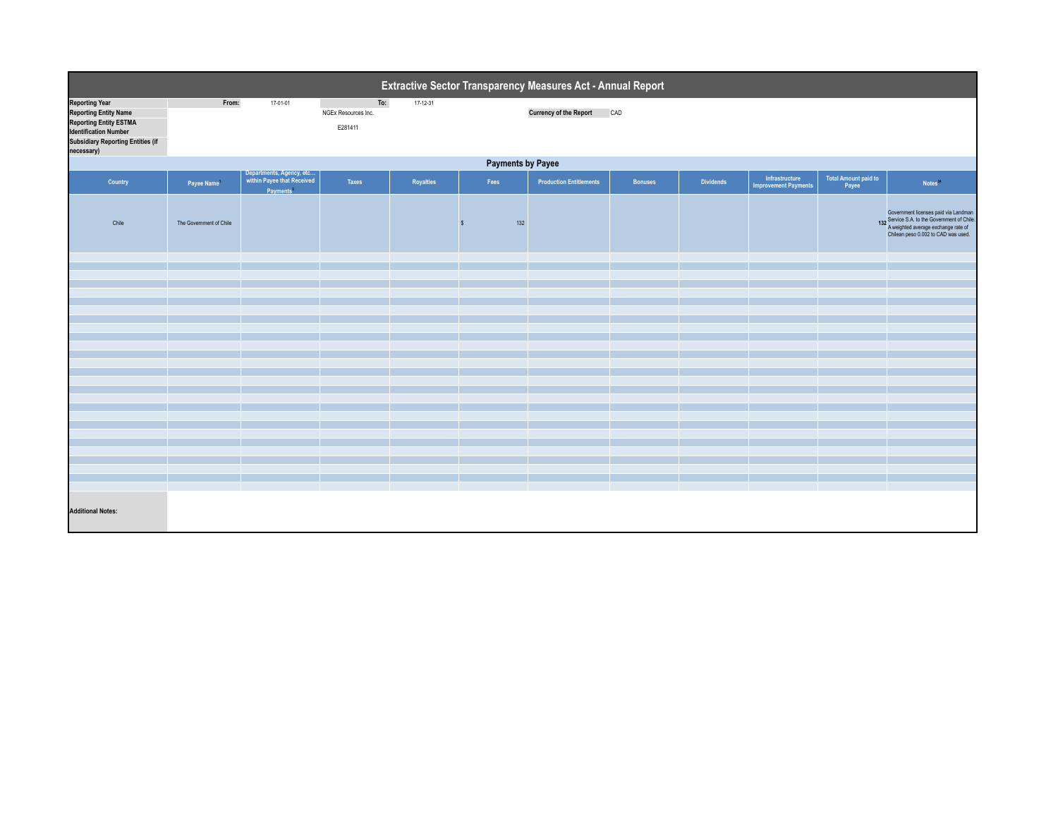# Extractive Sector Transparency Measures Act - Annual Report

| | | | | | |
|---|---|---|---|---|---|
| **Reporting Year** | From: | 17-01-01 | To: | 17-12-31 | |
| **Reporting Entity Name** | | NGEx Resources Inc. | | **Currency of the Report** | CAD |
| **Reporting Entity ESTMA Identification Number** | | E281411 | | | |
| **Subsidiary Reporting Entities (if necessary)** | | | | | |

## Payments by Payee

| Country | Payee Name[1] | Departments, Agency, etc… within Payee that Received Payments[2] | Taxes | Royalties | Fees | Production Entitlements | Bonuses | Dividends | Infrastructure Improvement Payments | Total Amount paid to Payee | Notes[34] |
|---|---|---|---|---|---|---|---|---|---|---|---|
| Chile | The Government of Chile | | | | $ 132 | | | | | 132 | Government licenses paid via Landman Service S.A. to the Government of Chile. A weighted average exchange rate of Chilean peso 0.002 to CAD was used. |

**Additional Notes:**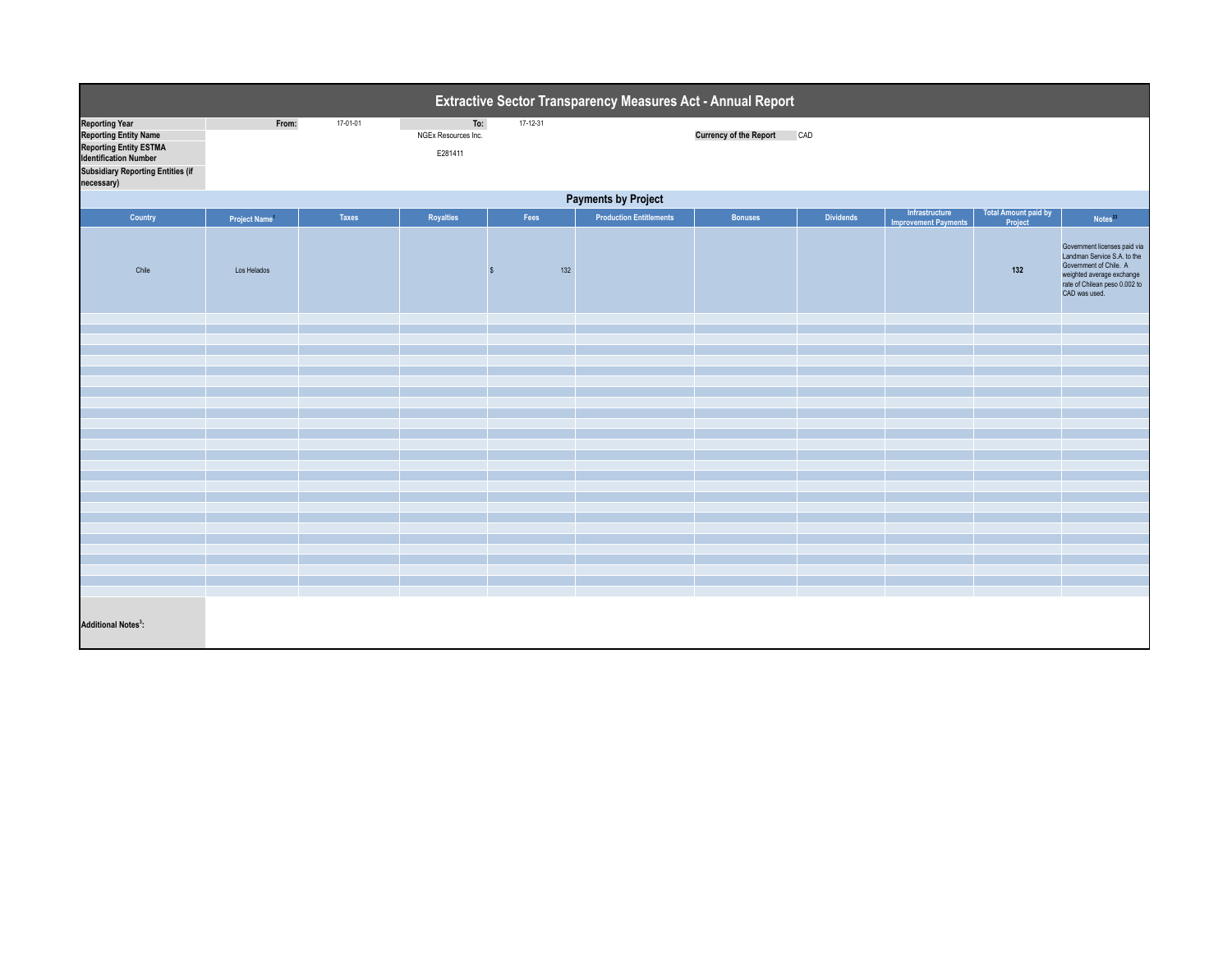# Extractive Sector Transparency Measures Act - Annual Report

| | | | | | | |
|---|---|---|---|---|---|---|
| **Reporting Year** | From: | 17-01-01 | To: | 17-12-31 | | |
| **Reporting Entity Name** | | | NGEx Resources Inc. | | **Currency of the Report** | CAD |
| **Reporting Entity ESTMA Identification Number** | | | E281411 | | | |
| **Subsidiary Reporting Entities (if necessary)** | | | | | | |

## Payments by Project

| Country | Project Name[1] | Taxes | Royalties | Fees | Production Entitlements | Bonuses | Dividends | Infrastructure Improvement Payments | Total Amount paid by Project | Notes[23] |
|---|---|---|---|---|---|---|---|---|---|---|
| Chile | Los Helados | | | $ 132 | | | | | **132** | Government licenses paid via Landman Service S.A. to the Government of Chile. A weighted average exchange rate of Chilean peso 0.002 to CAD was used. |

**Additional Notes[3]:**